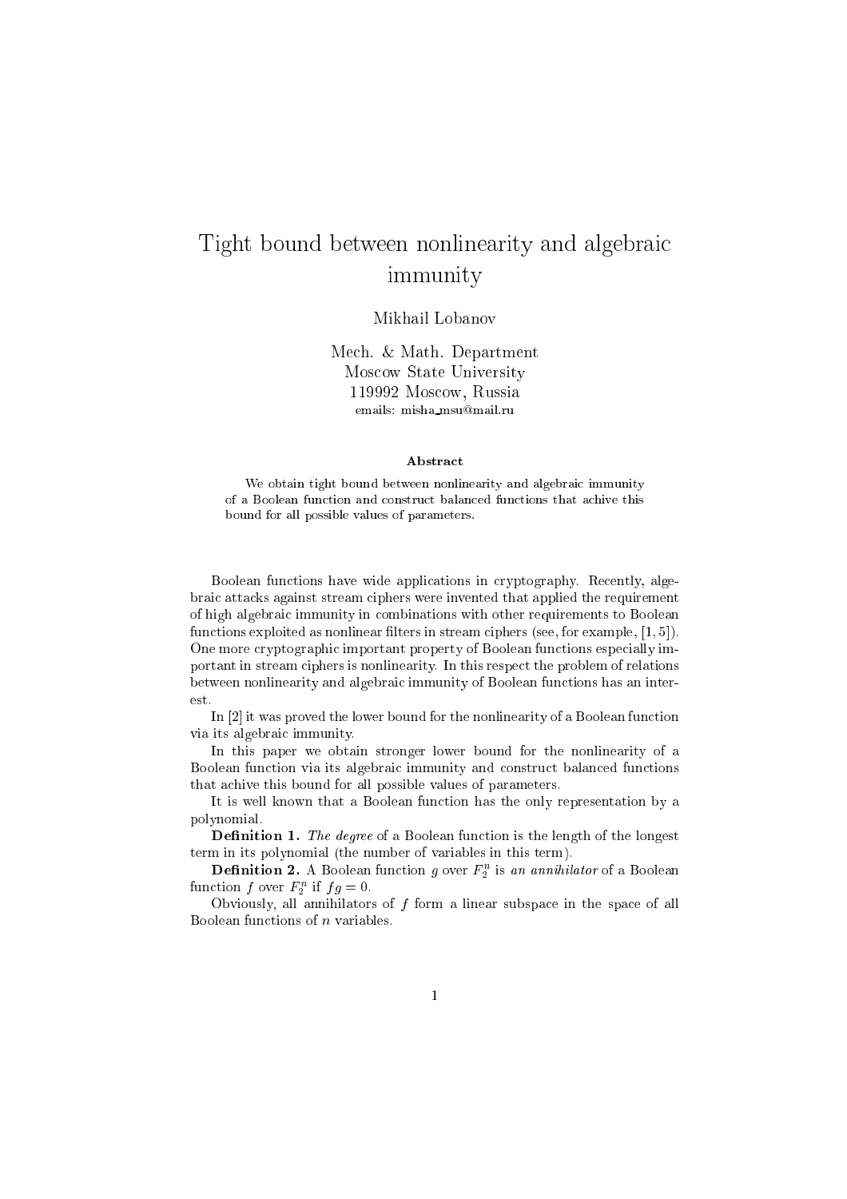# Tight bound between nonlinearity and algebraic immunity

Mikhail Lobanov

Mech. & Math. Department  
Moscow State University  
119992 Moscow, Russia  
emails: misha_msu@mail.ru

### Abstract

We obtain tight bound between nonlinearity and algebraic immunity of a Boolean function and construct balanced functions that achive this bound for all possible values of parameters.

Boolean functions have wide applications in cryptography. Recently, algebraic attacks against stream ciphers were invented that applied the requirement of high algebraic immunity in combinations with other requirements to Boolean functions exploited as nonlinear filters in stream ciphers (see, for example, [1, 5]). One more cryptographic important property of Boolean functions especially important in stream ciphers is nonlinearity. In this respect the problem of relations between nonlinearity and algebraic immunity of Boolean functions has an interest.

In [2] it was proved the lower bound for the nonlinearity of a Boolean function via its algebraic immunity.

In this paper we obtain stronger lower bound for the nonlinearity of a Boolean function via its algebraic immunity and construct balanced functions that achive this bound for all possible values of parameters.

It is well known that a Boolean function has the only representation by a polynomial.

**Definition 1.** *The degree* of a Boolean function is the length of the longest term in its polynomial (the number of variables in this term).

**Definition 2.** A Boolean function $g$ over $F_2^n$ is *an annihilator* of a Boolean function $f$ over $F_2^n$ if $fg = 0$.

Obviously, all annihilators of $f$ form a linear subspace in the space of all Boolean functions of $n$ variables.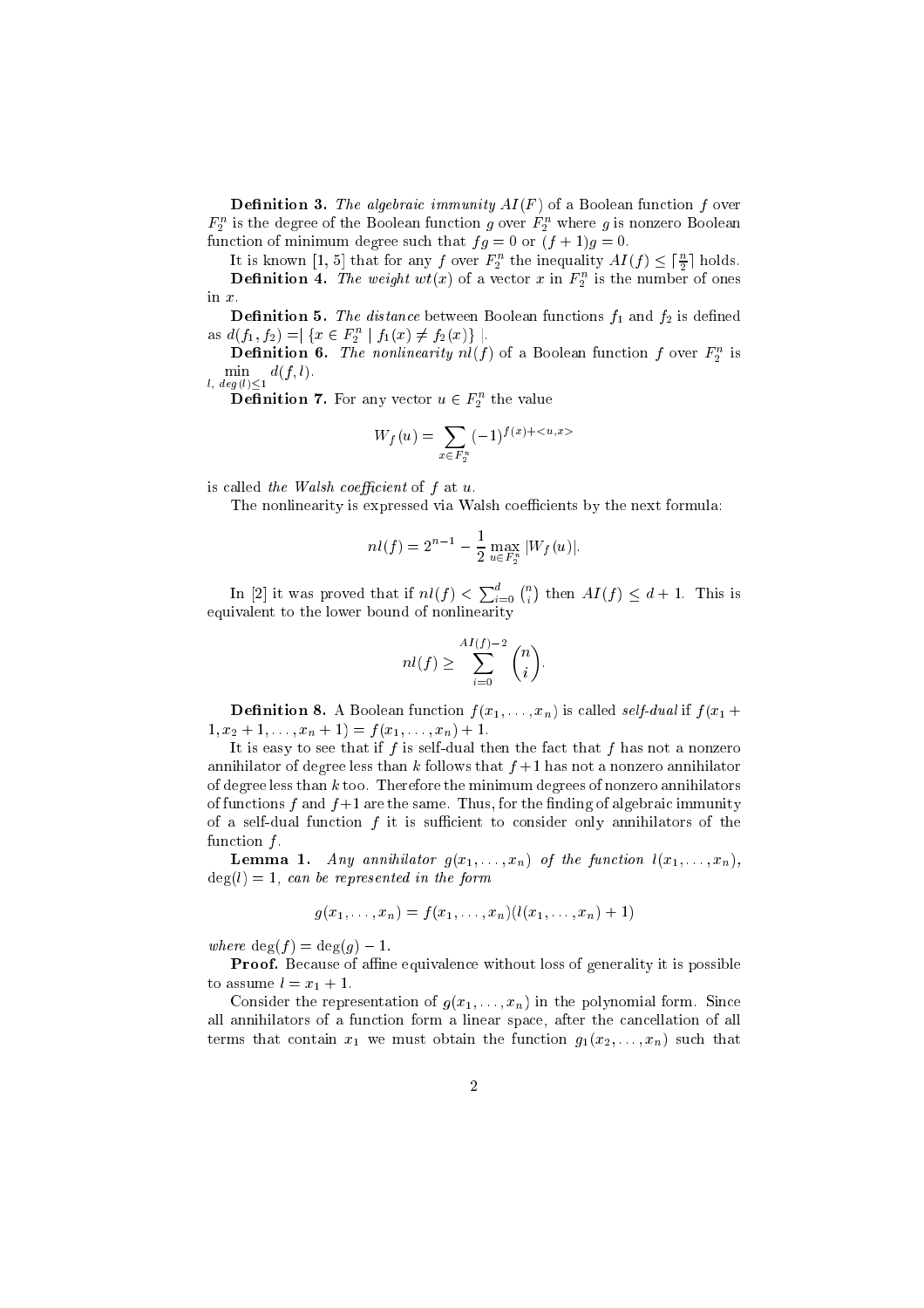**Definition 3.** *The algebraic immunity $AI(F)$* of a Boolean function $f$ over $F_2^n$ is the degree of the Boolean function $g$ over $F_2^n$ where $g$ is nonzero Boolean function of minimum degree such that $fg = 0$ or $(f+1)g = 0$.

It is known [1, 5] that for any $f$ over $F_2^n$ the inequality $AI(f) \le \lceil \frac{n}{2} \rceil$ holds.

**Definition 4.** *The weight $wt(x)$* of a vector $x$ in $F_2^n$ is the number of ones in $x$.

**Definition 5.** *The distance* between Boolean functions $f_1$ and $f_2$ is defined as $d(f_1, f_2) = | \{x \in F_2^n \mid f_1(x) \neq f_2(x)\} |$.

**Definition 6.** *The nonlinearity $nl(f)$* of a Boolean function $f$ over $F_2^n$ is $\min\limits_{l,\ deg(l) \le 1} d(f, l)$.

**Definition 7.** For any vector $u \in F_2^n$ the value

$$W_f(u) = \sum_{x \in F_2^n} (-1)^{f(x) + <u,x>}$$

is called *the Walsh coefficient* of $f$ at $u$.

The nonlinearity is expressed via Walsh coefficients by the next formula:

$$nl(f) = 2^{n-1} - \frac{1}{2} \max_{u \in F_2^n} |W_f(u)|.$$

In [2] it was proved that if $nl(f) < \sum_{i=0}^{d} \binom{n}{i}$ then $AI(f) \le d + 1$. This is equivalent to the lower bound of nonlinearity

$$nl(f) \ge \sum_{i=0}^{AI(f)-2} \binom{n}{i}.$$

**Definition 8.** A Boolean function $f(x_1, \ldots, x_n)$ is called *self-dual* if $f(x_1 + 1, x_2 + 1, \ldots, x_n + 1) = f(x_1, \ldots, x_n) + 1$.

It is easy to see that if $f$ is self-dual then the fact that $f$ has not a nonzero annihilator of degree less than $k$ follows that $f+1$ has not a nonzero annihilator of degree less than $k$ too. Therefore the minimum degrees of nonzero annihilators of functions $f$ and $f+1$ are the same. Thus, for the finding of algebraic immunity of a self-dual function $f$ it is sufficient to consider only annihilators of the function $f$.

**Lemma 1.** *Any annihilator $g(x_1, \ldots, x_n)$ of the function $l(x_1, \ldots, x_n)$, $\deg(l) = 1$, can be represented in the form*

$$g(x_1, \ldots, x_n) = f(x_1, \ldots, x_n)(l(x_1, \ldots, x_n) + 1)$$

*where* $\deg(f) = \deg(g) - 1$.

**Proof.** Because of affine equivalence without loss of generality it is possible to assume $l = x_1 + 1$.

Consider the representation of $g(x_1, \ldots, x_n)$ in the polynomial form. Since all annihilators of a function form a linear space, after the cancellation of all terms that contain $x_1$ we must obtain the function $g_1(x_2, \ldots, x_n)$ such that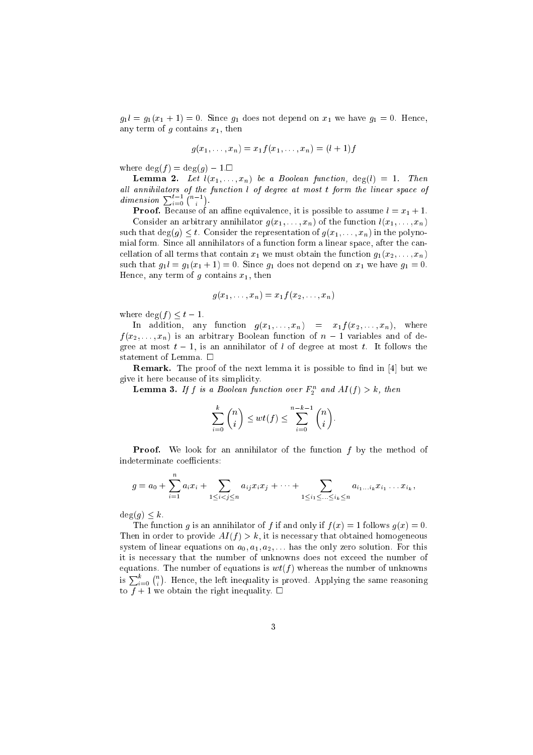$g_1 l = g_1(x_1+1) = 0$. Since $g_1$ does not depend on $x_1$ we have $g_1 = 0$. Hence, any term of $g$ contains $x_1$, then

$$g(x_1,\dots,x_n) = x_1 f(x_1,\dots,x_n) = (l+1)f$$

where $\deg(f) = \deg(g) - 1$.□

**Lemma 2.** *Let $l(x_1,\dots,x_n)$ be a Boolean function, $\deg(l) = 1$. Then all annihilators of the function $l$ of degree at most $t$ form the linear space of dimension $\sum_{i=0}^{t-1}\binom{n-1}{i}$.*

**Proof.** Because of an affine equivalence, it is possible to assume $l = x_1 + 1$.

Consider an arbitrary annihilator $g(x_1,\dots,x_n)$ of the function $l(x_1,\dots,x_n)$ such that $\deg(g) \le t$. Consider the representation of $g(x_1,\dots,x_n)$ in the polynomial form. Since all annihilators of a function form a linear space, after the cancellation of all terms that contain $x_1$ we must obtain the function $g_1(x_2,\dots,x_n)$ such that $g_1 l = g_1(x_1+1) = 0$. Since $g_1$ does not depend on $x_1$ we have $g_1 = 0$. Hence, any term of $g$ contains $x_1$, then

$$g(x_1,\dots,x_n) = x_1 f(x_2,\dots,x_n)$$

where $\deg(f) \le t-1$.

In addition, any function $g(x_1,\dots,x_n) = x_1 f(x_2,\dots,x_n)$, where $f(x_2,\dots,x_n)$ is an arbitrary Boolean function of $n-1$ variables and of degree at most $t-1$, is an annihilator of $l$ of degree at most $t$. It follows the statement of Lemma. □

**Remark.** The proof of the next lemma it is possible to find in [4] but we give it here because of its simplicity.

**Lemma 3.** *If $f$ is a Boolean function over $F_2^n$ and $AI(f) > k$, then*

$$\sum_{i=0}^{k}\binom{n}{i} \le wt(f) \le \sum_{i=0}^{n-k-1}\binom{n}{i}.$$

**Proof.** We look for an annihilator of the function $f$ by the method of indeterminate coefficients:

$$g = a_0 + \sum_{i=1}^{n} a_i x_i + \sum_{1\le i<j\le n} a_{ij} x_i x_j + \dots + \sum_{1\le i_1 \le \dots \le i_k \le n} a_{i_1\dots i_k} x_{i_1}\dots x_{i_k},$$

$\deg(g) \le k$.

The function $g$ is an annihilator of $f$ if and only if $f(x) = 1$ follows $g(x) = 0$. Then in order to provide $AI(f) > k$, it is necessary that obtained homogeneous system of linear equations on $a_0, a_1, a_2, \dots$ has the only zero solution. For this it is necessary that the number of unknowns does not exceed the number of equations. The number of equations is $wt(f)$ whereas the number of unknowns is $\sum_{i=0}^{k}\binom{n}{i}$. Hence, the left inequality is proved. Applying the same reasoning to $f+1$ we obtain the right inequality. □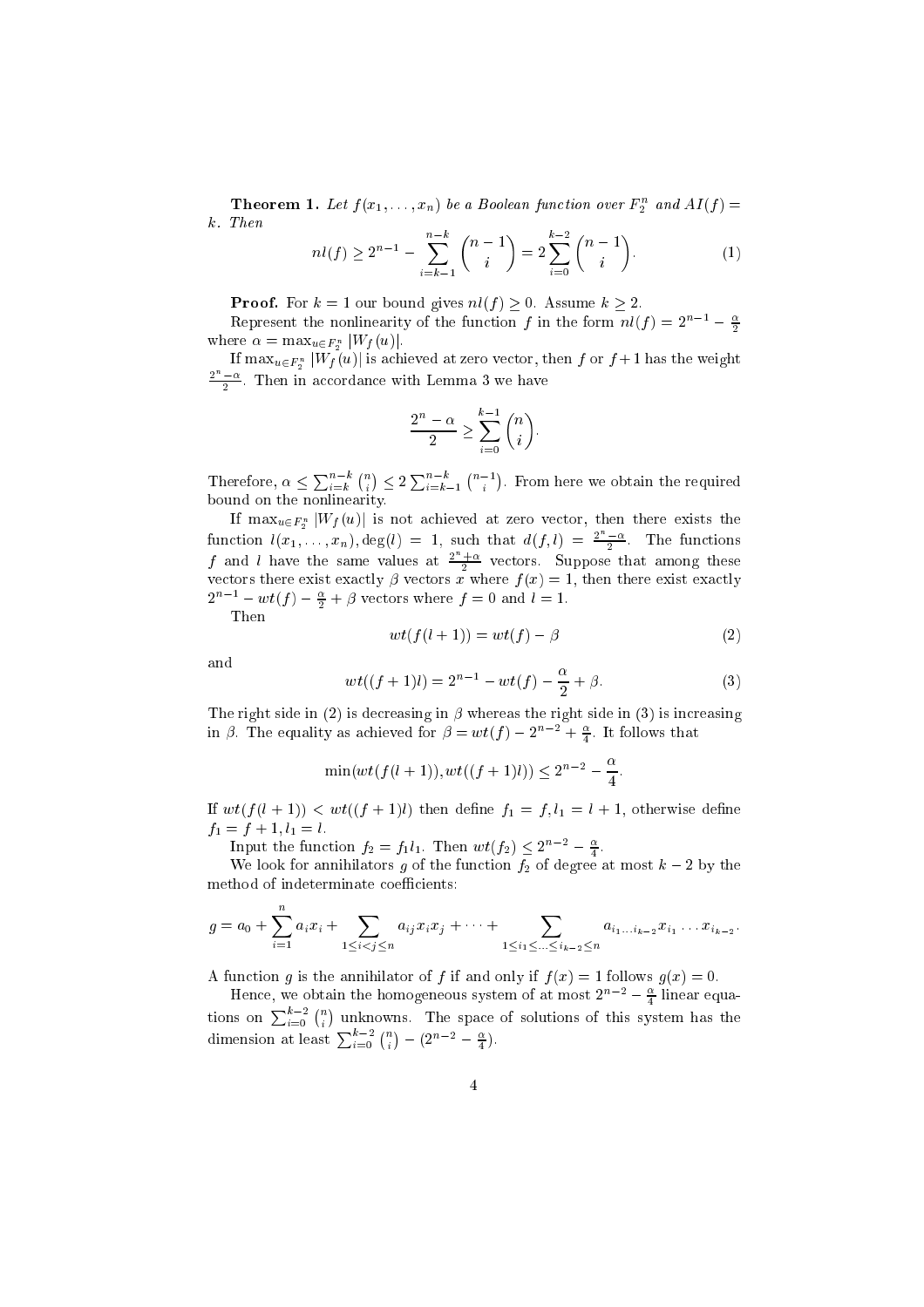**Theorem 1.** *Let $f(x_1, \ldots, x_n)$ be a Boolean function over $F_2^n$ and $AI(f) = k$. Then*

$$nl(f) \geq 2^{n-1} - \sum_{i=k-1}^{n-k} \binom{n-1}{i} = 2\sum_{i=0}^{k-2} \binom{n-1}{i}. \tag{1}$$

**Proof.** For $k = 1$ our bound gives $nl(f) \geq 0$. Assume $k \geq 2$.

Represent the nonlinearity of the function $f$ in the form $nl(f) = 2^{n-1} - \frac{\alpha}{2}$ where $\alpha = \max_{u \in F_2^n} |W_f(u)|$.

If $\max_{u \in F_2^n} |W_f(u)|$ is achieved at zero vector, then $f$ or $f+1$ has the weight $\frac{2^n - \alpha}{2}$. Then in accordance with Lemma 3 we have

$$\frac{2^n - \alpha}{2} \geq \sum_{i=0}^{k-1} \binom{n}{i}.$$

Therefore, $\alpha \leq \sum_{i=k}^{n-k} \binom{n}{i} \leq 2\sum_{i=k-1}^{n-k} \binom{n-1}{i}$. From here we obtain the required bound on the nonlinearity.

If $\max_{u \in F_2^n} |W_f(u)|$ is not achieved at zero vector, then there exists the function $l(x_1, \ldots, x_n), \deg(l) = 1$, such that $d(f, l) = \frac{2^n - \alpha}{2}$. The functions $f$ and $l$ have the same values at $\frac{2^n + \alpha}{2}$ vectors. Suppose that among these vectors there exist exactly $\beta$ vectors $x$ where $f(x) = 1$, then there exist exactly $2^{n-1} - wt(f) - \frac{\alpha}{2} + \beta$ vectors where $f = 0$ and $l = 1$.

Then

$$wt(f(l+1)) = wt(f) - \beta \tag{2}$$

and

$$wt((f+1)l) = 2^{n-1} - wt(f) - \frac{\alpha}{2} + \beta. \tag{3}$$

The right side in (2) is decreasing in $\beta$ whereas the right side in (3) is increasing in $\beta$. The equality as achieved for $\beta = wt(f) - 2^{n-2} + \frac{\alpha}{4}$. It follows that

$$\min(wt(f(l+1)), wt((f+1)l)) \leq 2^{n-2} - \frac{\alpha}{4}.$$

If $wt(f(l+1)) < wt((f+1)l)$ then define $f_1 = f, l_1 = l+1$, otherwise define $f_1 = f+1, l_1 = l$.

Input the function $f_2 = f_1 l_1$. Then $wt(f_2) \leq 2^{n-2} - \frac{\alpha}{4}$.

We look for annihilators $g$ of the function $f_2$ of degree at most $k-2$ by the method of indeterminate coefficients:

$$g = a_0 + \sum_{i=1}^{n} a_i x_i + \sum_{1 \leq i < j \leq n} a_{ij} x_i x_j + \cdots + \sum_{1 \leq i_1 \leq \ldots \leq i_{k-2} \leq n} a_{i_1 \ldots i_{k-2}} x_{i_1} \ldots x_{i_{k-2}}.$$

A function $g$ is the annihilator of $f$ if and only if $f(x) = 1$ follows $g(x) = 0$.

Hence, we obtain the homogeneous system of at most $2^{n-2} - \frac{\alpha}{4}$ linear equations on $\sum_{i=0}^{k-2} \binom{n}{i}$ unknowns. The space of solutions of this system has the dimension at least $\sum_{i=0}^{k-2} \binom{n}{i} - (2^{n-2} - \frac{\alpha}{4})$.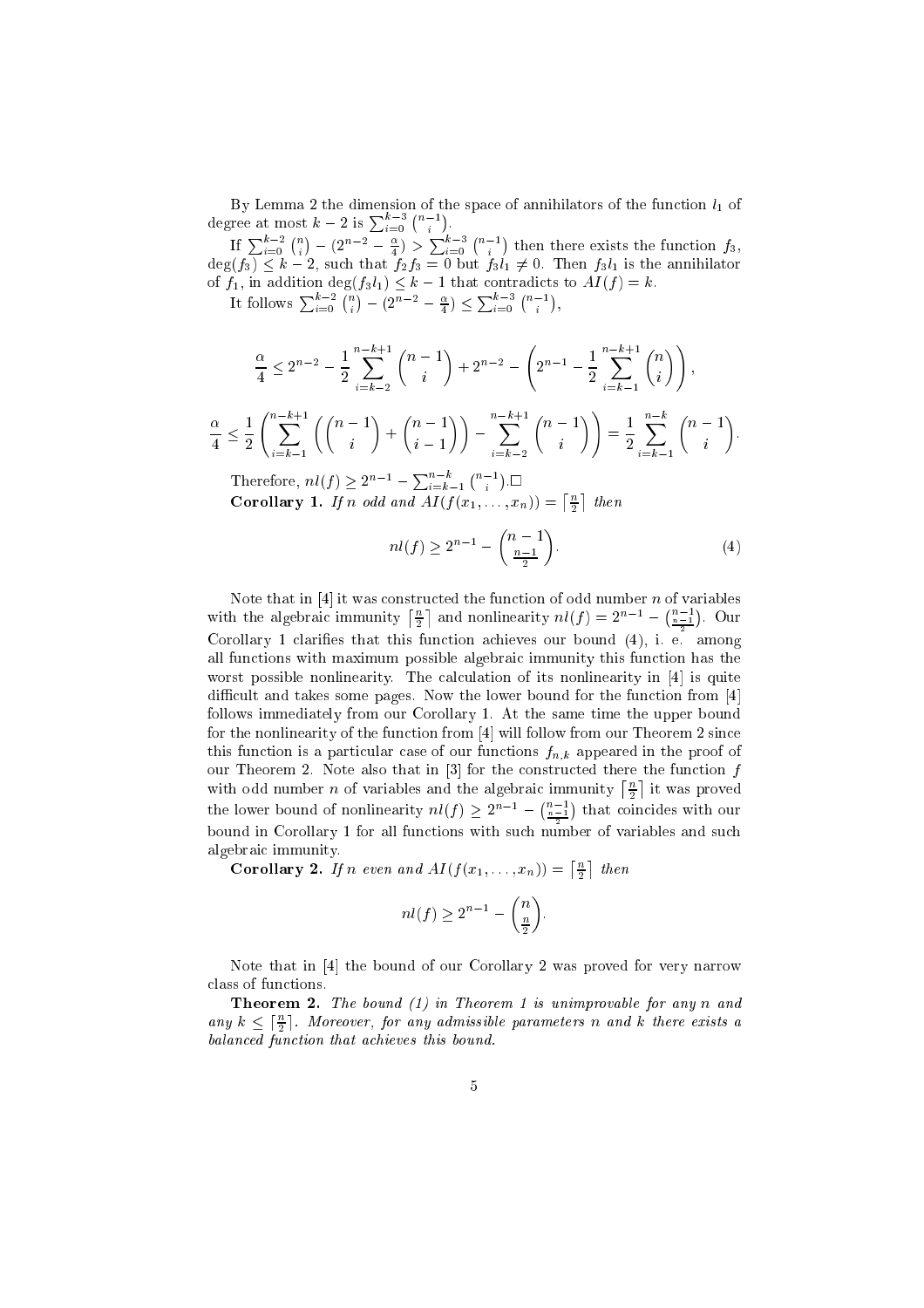By Lemma 2 the dimension of the space of annihilators of the function $l_1$ of degree at most $k-2$ is $\sum_{i=0}^{k-3}\binom{n-1}{i}$.

If $\sum_{i=0}^{k-2}\binom{n}{i} - (2^{n-2} - \frac{\alpha}{4}) > \sum_{i=0}^{k-3}\binom{n-1}{i}$ then there exists the function $f_3$, $\deg(f_3) \le k-2$, such that $f_2 f_3 = 0$ but $f_3 l_1 \ne 0$. Then $f_3 l_1$ is the annihilator of $f_1$, in addition $\deg(f_3 l_1) \le k-1$ that contradicts to $AI(f) = k$.

It follows $\sum_{i=0}^{k-2}\binom{n}{i} - (2^{n-2} - \frac{\alpha}{4}) \le \sum_{i=0}^{k-3}\binom{n-1}{i}$,

$$\frac{\alpha}{4} \le 2^{n-2} - \frac{1}{2}\sum_{i=k-2}^{n-k+1}\binom{n-1}{i} + 2^{n-2} - \left(2^{n-1} - \frac{1}{2}\sum_{i=k-1}^{n-k+1}\binom{n}{i}\right),$$

$$\frac{\alpha}{4} \le \frac{1}{2}\left(\sum_{i=k-1}^{n-k+1}\left(\binom{n-1}{i} + \binom{n-1}{i-1}\right) - \sum_{i=k-2}^{n-k+1}\binom{n-1}{i}\right) = \frac{1}{2}\sum_{i=k-1}^{n-k}\binom{n-1}{i}.$$

Therefore, $nl(f) \ge 2^{n-1} - \sum_{i=k-1}^{n-k}\binom{n-1}{i}$. $\square$

**Corollary 1.** *If $n$ odd and $AI(f(x_1,\dots,x_n)) = \lceil \frac{n}{2} \rceil$ then*

$$nl(f) \ge 2^{n-1} - \binom{n-1}{\frac{n-1}{2}}. \qquad (4)$$

Note that in [4] it was constructed the function of odd number $n$ of variables with the algebraic immunity $\lceil \frac{n}{2} \rceil$ and nonlinearity $nl(f) = 2^{n-1} - \binom{n-1}{\frac{n-1}{2}}$. Our Corollary 1 clarifies that this function achieves our bound (4), i. e. among all functions with maximum possible algebraic immunity this function has the worst possible nonlinearity. The calculation of its nonlinearity in [4] is quite difficult and takes some pages. Now the lower bound for the function from [4] follows immediately from our Corollary 1. At the same time the upper bound for the nonlinearity of the function from [4] will follow from our Theorem 2 since this function is a particular case of our functions $f_{n,k}$ appeared in the proof of our Theorem 2. Note also that in [3] for the constructed there the function $f$ with odd number $n$ of variables and the algebraic immunity $\lceil \frac{n}{2} \rceil$ it was proved the lower bound of nonlinearity $nl(f) \ge 2^{n-1} - \binom{n-1}{\frac{n-1}{2}}$ that coincides with our bound in Corollary 1 for all functions with such number of variables and such algebraic immunity.

**Corollary 2.** *If $n$ even and $AI(f(x_1,\dots,x_n)) = \lceil \frac{n}{2} \rceil$ then*

$$nl(f) \ge 2^{n-1} - \binom{n}{\frac{n}{2}}.$$

Note that in [4] the bound of our Corollary 2 was proved for very narrow class of functions.

**Theorem 2.** *The bound (1) in Theorem 1 is unimprovable for any $n$ and any $k \le \lceil \frac{n}{2} \rceil$. Moreover, for any admissible parameters $n$ and $k$ there exists a balanced function that achieves this bound.*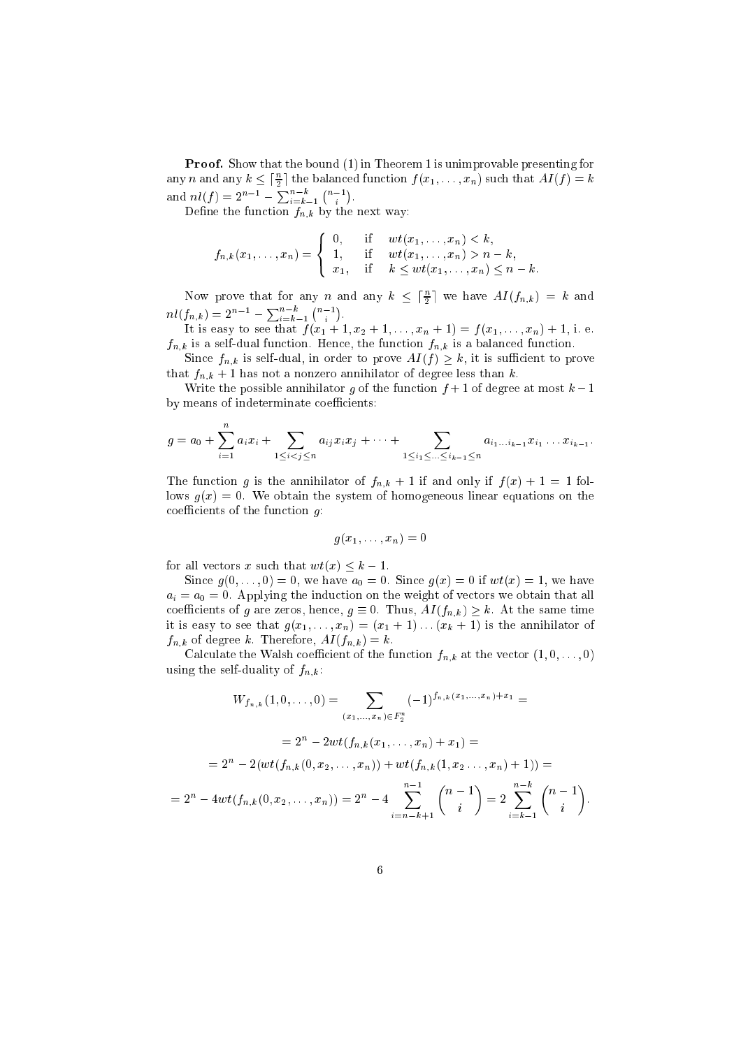**Proof.** Show that the bound (1) in Theorem 1 is unimprovable presenting for any $n$ and any $k \leq \lceil \frac{n}{2} \rceil$ the balanced function $f(x_1, \ldots, x_n)$ such that $AI(f) = k$ and $nl(f) = 2^{n-1} - \sum_{i=k-1}^{n-k} \binom{n-1}{i}$.

Define the function $f_{n,k}$ by the next way:

$$f_{n,k}(x_1, \ldots, x_n) = \begin{cases} 0, & \text{if} \quad wt(x_1, \ldots, x_n) < k, \\ 1, & \text{if} \quad wt(x_1, \ldots, x_n) > n - k, \\ x_1, & \text{if} \quad k \leq wt(x_1, \ldots, x_n) \leq n - k. \end{cases}$$

Now prove that for any $n$ and any $k \leq \lceil \frac{n}{2} \rceil$ we have $AI(f_{n,k}) = k$ and $nl(f_{n,k}) = 2^{n-1} - \sum_{i=k-1}^{n-k} \binom{n-1}{i}$.

It is easy to see that $f(x_1 + 1, x_2 + 1, \ldots, x_n + 1) = f(x_1, \ldots, x_n) + 1$, i. e. $f_{n,k}$ is a self-dual function. Hence, the function $f_{n,k}$ is a balanced function.

Since $f_{n,k}$ is self-dual, in order to prove $AI(f) \geq k$, it is sufficient to prove that $f_{n,k} + 1$ has not a nonzero annihilator of degree less than $k$.

Write the possible annihilator $g$ of the function $f + 1$ of degree at most $k - 1$ by means of indeterminate coefficients:

$$g = a_0 + \sum_{i=1}^{n} a_i x_i + \sum_{1 \leq i < j \leq n} a_{ij} x_i x_j + \cdots + \sum_{1 \leq i_1 \leq \ldots \leq i_{k-1} \leq n} a_{i_1 \ldots i_{k-1}} x_{i_1} \ldots x_{i_{k-1}}.$$

The function $g$ is the annihilator of $f_{n,k} + 1$ if and only if $f(x) + 1 = 1$ follows $g(x) = 0$. We obtain the system of homogeneous linear equations on the coefficients of the function $g$:

$$g(x_1, \ldots, x_n) = 0$$

for all vectors $x$ such that $wt(x) \leq k - 1$.

Since $g(0, \ldots, 0) = 0$, we have $a_0 = 0$. Since $g(x) = 0$ if $wt(x) = 1$, we have $a_i = a_0 = 0$. Applying the induction on the weight of vectors we obtain that all coefficients of $g$ are zeros, hence, $g \equiv 0$. Thus, $AI(f_{n,k}) \geq k$. At the same time it is easy to see that $g(x_1, \ldots, x_n) = (x_1 + 1) \ldots (x_k + 1)$ is the annihilator of $f_{n,k}$ of degree $k$. Therefore, $AI(f_{n,k}) = k$.

Calculate the Walsh coefficient of the function $f_{n,k}$ at the vector $(1, 0, \ldots, 0)$ using the self-duality of $f_{n,k}$:

$$W_{f_{n,k}}(1, 0, \ldots, 0) = \sum_{(x_1, \ldots, x_n) \in F_2^n} (-1)^{f_{n,k}(x_1, \ldots, x_n) + x_1} =$$

$$= 2^n - 2wt(f_{n,k}(x_1, \ldots, x_n) + x_1) =$$

$$= 2^n - 2(wt(f_{n,k}(0, x_2, \ldots, x_n)) + wt(f_{n,k}(1, x_2 \ldots, x_n) + 1)) =$$

$$= 2^n - 4wt(f_{n,k}(0, x_2, \ldots, x_n)) = 2^n - 4 \sum_{i=n-k+1}^{n-1} \binom{n-1}{i} = 2 \sum_{i=k-1}^{n-k} \binom{n-1}{i}.$$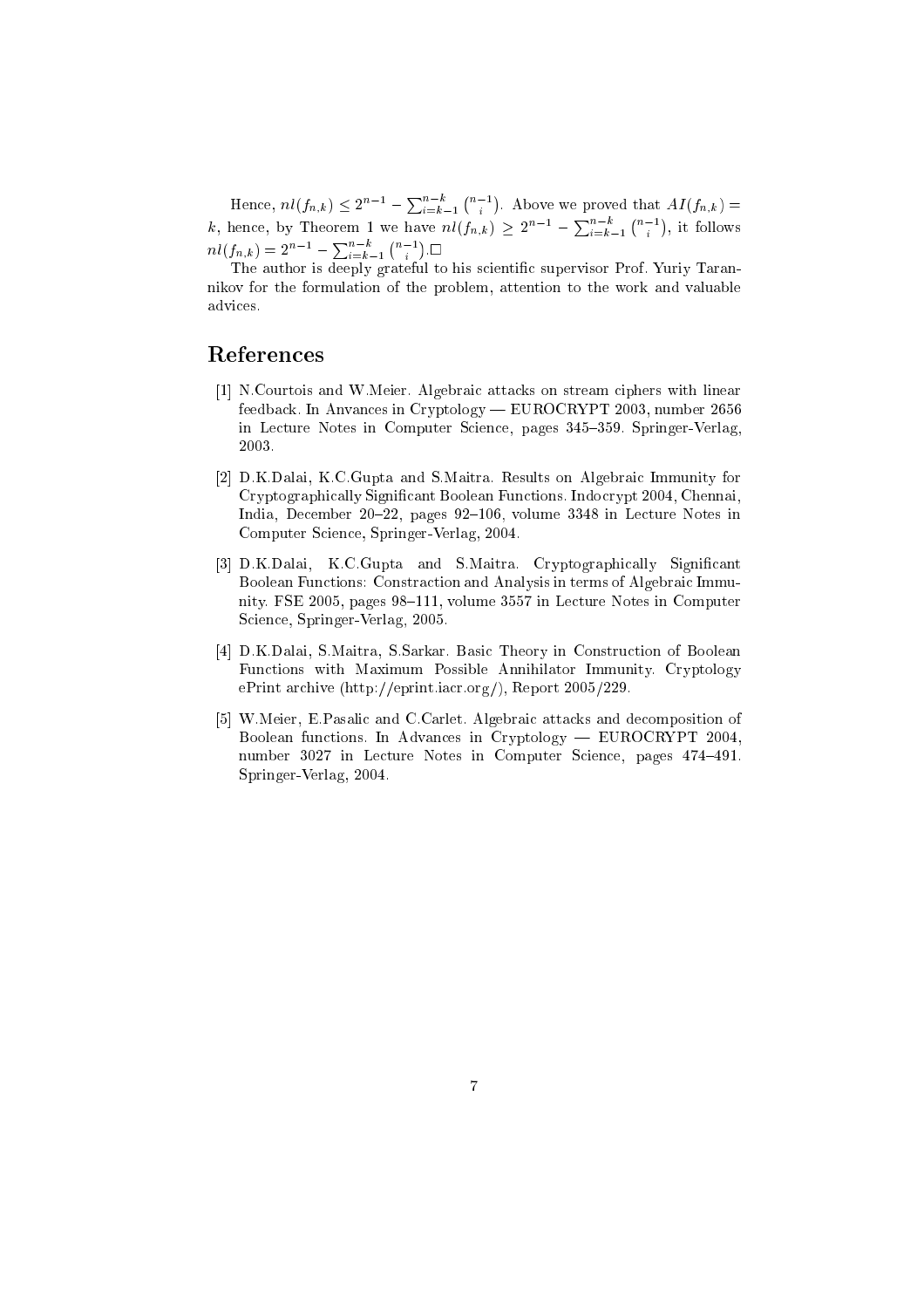Hence, $nl(f_{n,k}) \leq 2^{n-1} - \sum_{i=k-1}^{n-k} \binom{n-1}{i}$. Above we proved that $AI(f_{n,k}) = k$, hence, by Theorem 1 we have $nl(f_{n,k}) \geq 2^{n-1} - \sum_{i=k-1}^{n-k} \binom{n-1}{i}$, it follows $nl(f_{n,k}) = 2^{n-1} - \sum_{i=k-1}^{n-k} \binom{n-1}{i}$.□

The author is deeply grateful to his scientific supervisor Prof. Yuriy Tarannikov for the formulation of the problem, attention to the work and valuable advices.

## References

[1] N.Courtois and W.Meier. Algebraic attacks on stream ciphers with linear feedback. In Anvances in Cryptology — EUROCRYPT 2003, number 2656 in Lecture Notes in Computer Science, pages 345–359. Springer-Verlag, 2003.

[2] D.K.Dalai, K.C.Gupta and S.Maitra. Results on Algebraic Immunity for Cryptographically Significant Boolean Functions. Indocrypt 2004, Chennai, India, December 20–22, pages 92–106, volume 3348 in Lecture Notes in Computer Science, Springer-Verlag, 2004.

[3] D.K.Dalai, K.C.Gupta and S.Maitra. Cryptographically Significant Boolean Functions: Constraction and Analysis in terms of Algebraic Immunity. FSE 2005, pages 98–111, volume 3557 in Lecture Notes in Computer Science, Springer-Verlag, 2005.

[4] D.K.Dalai, S.Maitra, S.Sarkar. Basic Theory in Construction of Boolean Functions with Maximum Possible Annihilator Immunity. Cryptology ePrint archive (http://eprint.iacr.org/), Report 2005/229.

[5] W.Meier, E.Pasalic and C.Carlet. Algebraic attacks and decomposition of Boolean functions. In Advances in Cryptology — EUROCRYPT 2004, number 3027 in Lecture Notes in Computer Science, pages 474–491. Springer-Verlag, 2004.